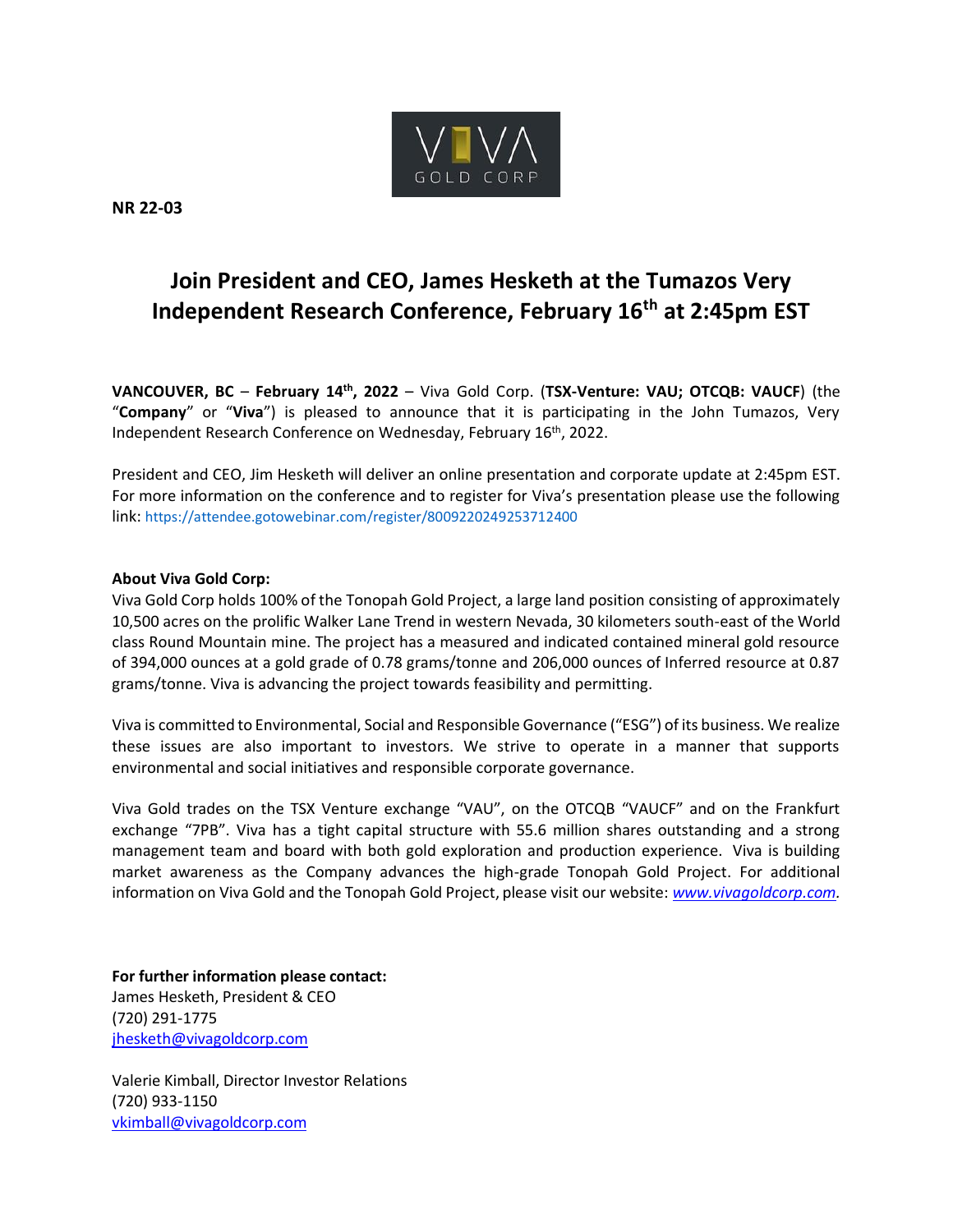VIVA GOLD CORP

**NR 22-03**

# Join President and CEO, James Hesketh at the Tumazos Very Independent Research Conference, February 16th at 2:45pm EST

**VANCOUVER, BC** – **February 14th, 2022** – Viva Gold Corp. (**TSX-Venture: VAU; OTCQB: VAUCF**) (the "**Company**" or "**Viva**") is pleased to announce that it is participating in the John Tumazos, Very Independent Research Conference on Wednesday, February 16th, 2022.

President and CEO, Jim Hesketh will deliver an online presentation and corporate update at 2:45pm EST. For more information on the conference and to register for Viva's presentation please use the following link: https://attendee.gotowebinar.com/register/8009220249253712400

**About Viva Gold Corp:**

Viva Gold Corp holds 100% of the Tonopah Gold Project, a large land position consisting of approximately 10,500 acres on the prolific Walker Lane Trend in western Nevada, 30 kilometers south-east of the World class Round Mountain mine. The project has a measured and indicated contained mineral gold resource of 394,000 ounces at a gold grade of 0.78 grams/tonne and 206,000 ounces of Inferred resource at 0.87 grams/tonne. Viva is advancing the project towards feasibility and permitting.

Viva is committed to Environmental, Social and Responsible Governance ("ESG") of its business. We realize these issues are also important to investors. We strive to operate in a manner that supports environmental and social initiatives and responsible corporate governance.

Viva Gold trades on the TSX Venture exchange "VAU", on the OTCQB "VAUCF" and on the Frankfurt exchange "7PB". Viva has a tight capital structure with 55.6 million shares outstanding and a strong management team and board with both gold exploration and production experience. Viva is building market awareness as the Company advances the high-grade Tonopah Gold Project. For additional information on Viva Gold and the Tonopah Gold Project, please visit our website: *www.vivagoldcorp.com*.

**For further information please contact:**

James Hesketh, President & CEO
(720) 291-1775
jhesketh@vivagoldcorp.com

Valerie Kimball, Director Investor Relations
(720) 933-1150
vkimball@vivagoldcorp.com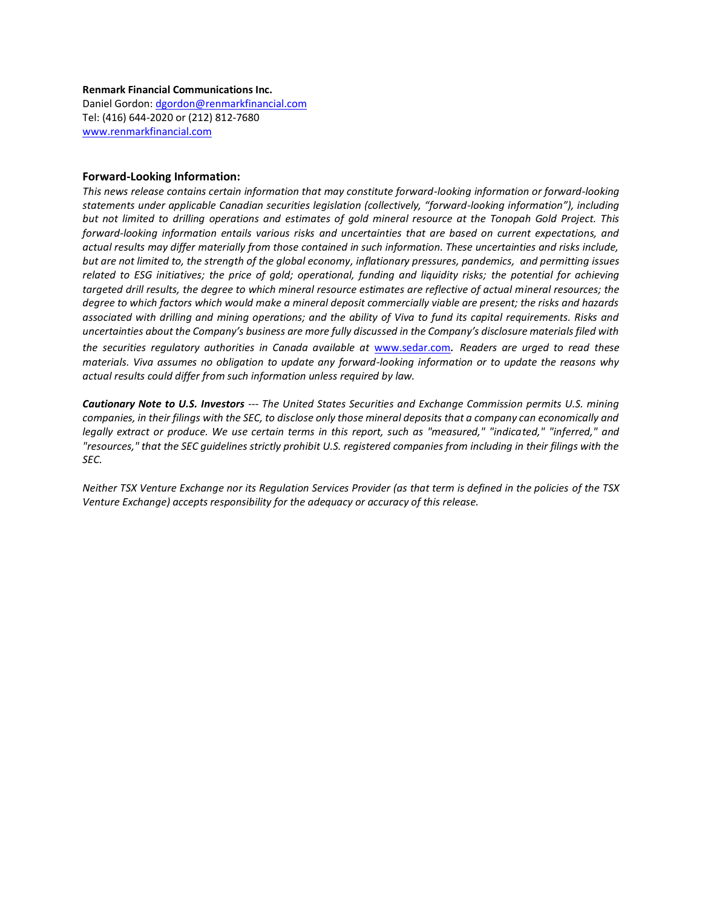**Renmark Financial Communications Inc.**
Daniel Gordon: dgordon@renmarkfinancial.com
Tel: (416) 644-2020 or (212) 812-7680
www.renmarkfinancial.com

## Forward-Looking Information:

*This news release contains certain information that may constitute forward-looking information or forward-looking statements under applicable Canadian securities legislation (collectively, "forward-looking information"), including but not limited to drilling operations and estimates of gold mineral resource at the Tonopah Gold Project. This forward-looking information entails various risks and uncertainties that are based on current expectations, and actual results may differ materially from those contained in such information. These uncertainties and risks include, but are not limited to, the strength of the global economy, inflationary pressures, pandemics, and permitting issues related to ESG initiatives; the price of gold; operational, funding and liquidity risks; the potential for achieving targeted drill results, the degree to which mineral resource estimates are reflective of actual mineral resources; the degree to which factors which would make a mineral deposit commercially viable are present; the risks and hazards associated with drilling and mining operations; and the ability of Viva to fund its capital requirements. Risks and uncertainties about the Company's business are more fully discussed in the Company's disclosure materials filed with the securities regulatory authorities in Canada available at* www.sedar.com*. Readers are urged to read these materials. Viva assumes no obligation to update any forward-looking information or to update the reasons why actual results could differ from such information unless required by law.*

***Cautionary Note to U.S. Investors*** *--- The United States Securities and Exchange Commission permits U.S. mining companies, in their filings with the SEC, to disclose only those mineral deposits that a company can economically and legally extract or produce. We use certain terms in this report, such as "measured," "indicated," "inferred," and "resources," that the SEC guidelines strictly prohibit U.S. registered companies from including in their filings with the SEC.*

*Neither TSX Venture Exchange nor its Regulation Services Provider (as that term is defined in the policies of the TSX Venture Exchange) accepts responsibility for the adequacy or accuracy of this release.*